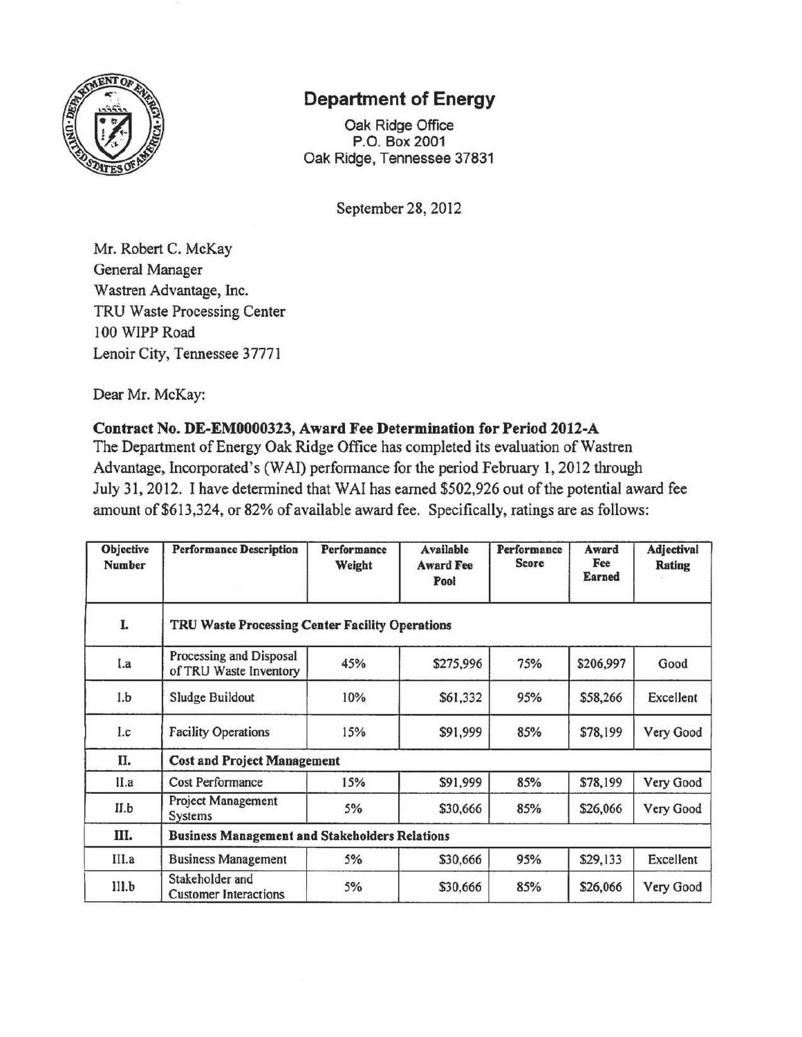# Department of Energy

Oak Ridge Office
P.O. Box 2001
Oak Ridge, Tennessee 37831

September 28, 2012

Mr. Robert C. McKay
General Manager
Wastren Advantage, Inc.
TRU Waste Processing Center
100 WIPP Road
Lenoir City, Tennessee 37771

Dear Mr. McKay:

**Contract No. DE-EM0000323, Award Fee Determination for Period 2012-A**

The Department of Energy Oak Ridge Office has completed its evaluation of Wastren Advantage, Incorporated's (WAI) performance for the period February 1, 2012 through July 31, 2012. I have determined that WAI has earned $502,926 out of the potential award fee amount of $613,324, or 82% of available award fee. Specifically, ratings are as follows:

| Objective Number | Performance Description | Performance Weight | Available Award Fee Pool | Performance Score | Award Fee Earned | Adjectival Rating |
|---|---|---|---|---|---|---|
| **I.** | **TRU Waste Processing Center Facility Operations** | | | | | |
| I.a | Processing and Disposal of TRU Waste Inventory | 45% | $275,996 | 75% | $206,997 | Good |
| I.b | Sludge Buildout | 10% | $61,332 | 95% | $58,266 | Excellent |
| I.c | Facility Operations | 15% | $91,999 | 85% | $78,199 | Very Good |
| **II.** | **Cost and Project Management** | | | | | |
| II.a | Cost Performance | 15% | $91,999 | 85% | $78,199 | Very Good |
| II.b | Project Management Systems | 5% | $30,666 | 85% | $26,066 | Very Good |
| **III.** | **Business Management and Stakeholders Relations** | | | | | |
| III.a | Business Management | 5% | $30,666 | 95% | $29,133 | Excellent |
| III.b | Stakeholder and Customer Interactions | 5% | $30,666 | 85% | $26,066 | Very Good |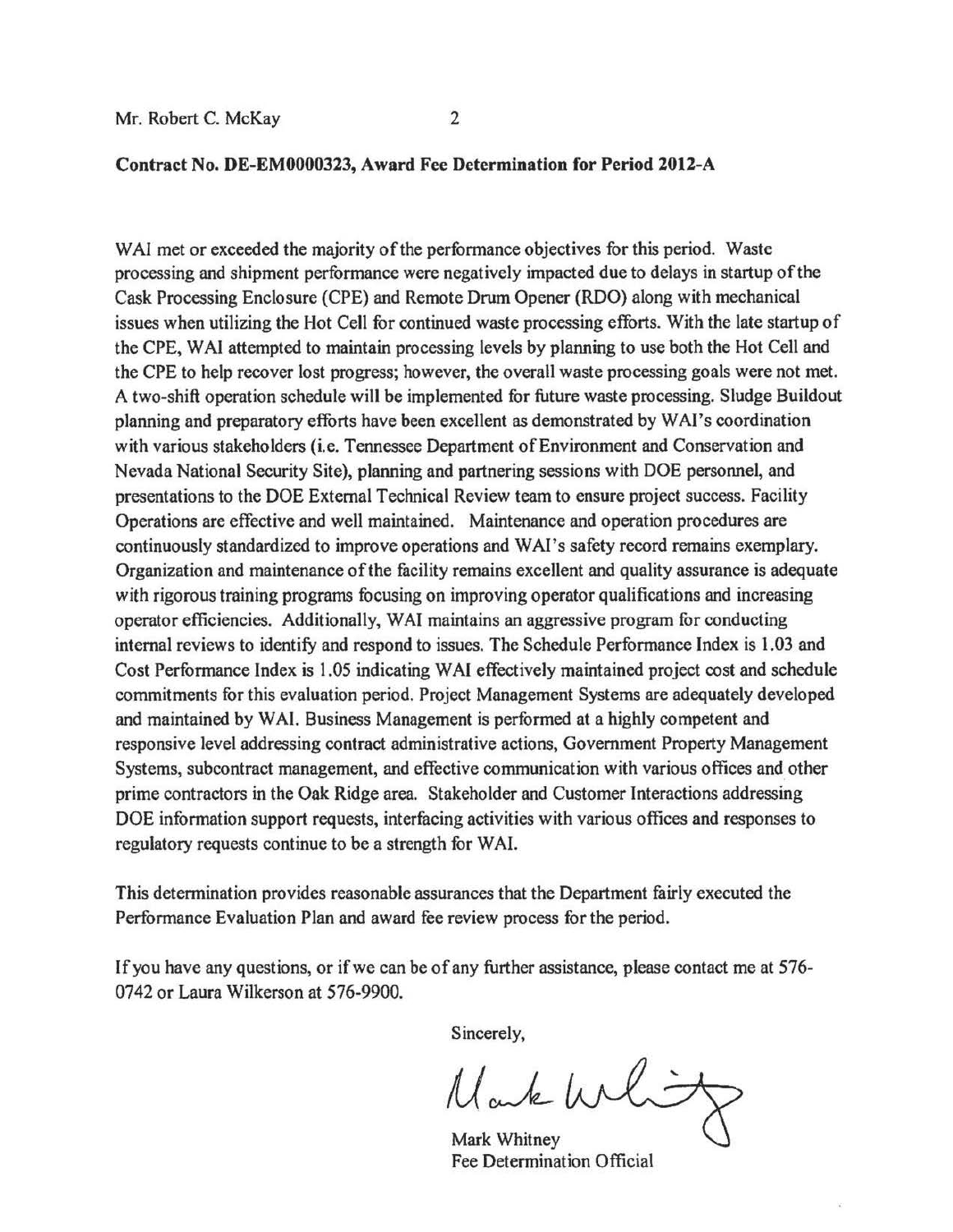**Contract No. DE-EM0000323, Award Fee Determination for Period 2012-A**

WAI met or exceeded the majority of the performance objectives for this period. Waste processing and shipment performance were negatively impacted due to delays in startup of the Cask Processing Enclosure (CPE) and Remote Drum Opener (RDO) along with mechanical issues when utilizing the Hot Cell for continued waste processing efforts. With the late startup of the CPE, WAI attempted to maintain processing levels by planning to use both the Hot Cell and the CPE to help recover lost progress; however, the overall waste processing goals were not met. A two-shift operation schedule will be implemented for future waste processing. Sludge Buildout planning and preparatory efforts have been excellent as demonstrated by WAI's coordination with various stakeholders (i.e. Tennessee Department of Environment and Conservation and Nevada National Security Site), planning and partnering sessions with DOE personnel, and presentations to the DOE External Technical Review team to ensure project success. Facility Operations are effective and well maintained. Maintenance and operation procedures are continuously standardized to improve operations and WAI's safety record remains exemplary. Organization and maintenance of the facility remains excellent and quality assurance is adequate with rigorous training programs focusing on improving operator qualifications and increasing operator efficiencies. Additionally, WAI maintains an aggressive program for conducting internal reviews to identify and respond to issues. The Schedule Performance Index is 1.03 and Cost Performance Index is 1.05 indicating WAI effectively maintained project cost and schedule commitments for this evaluation period. Project Management Systems are adequately developed and maintained by WAI. Business Management is performed at a highly competent and responsive level addressing contract administrative actions, Government Property Management Systems, subcontract management, and effective communication with various offices and other prime contractors in the Oak Ridge area. Stakeholder and Customer Interactions addressing DOE information support requests, interfacing activities with various offices and responses to regulatory requests continue to be a strength for WAI.

This determination provides reasonable assurances that the Department fairly executed the Performance Evaluation Plan and award fee review process for the period.

If you have any questions, or if we can be of any further assistance, please contact me at 576-0742 or Laura Wilkerson at 576-9900.

Sincerely,

Mark Whitney
Fee Determination Official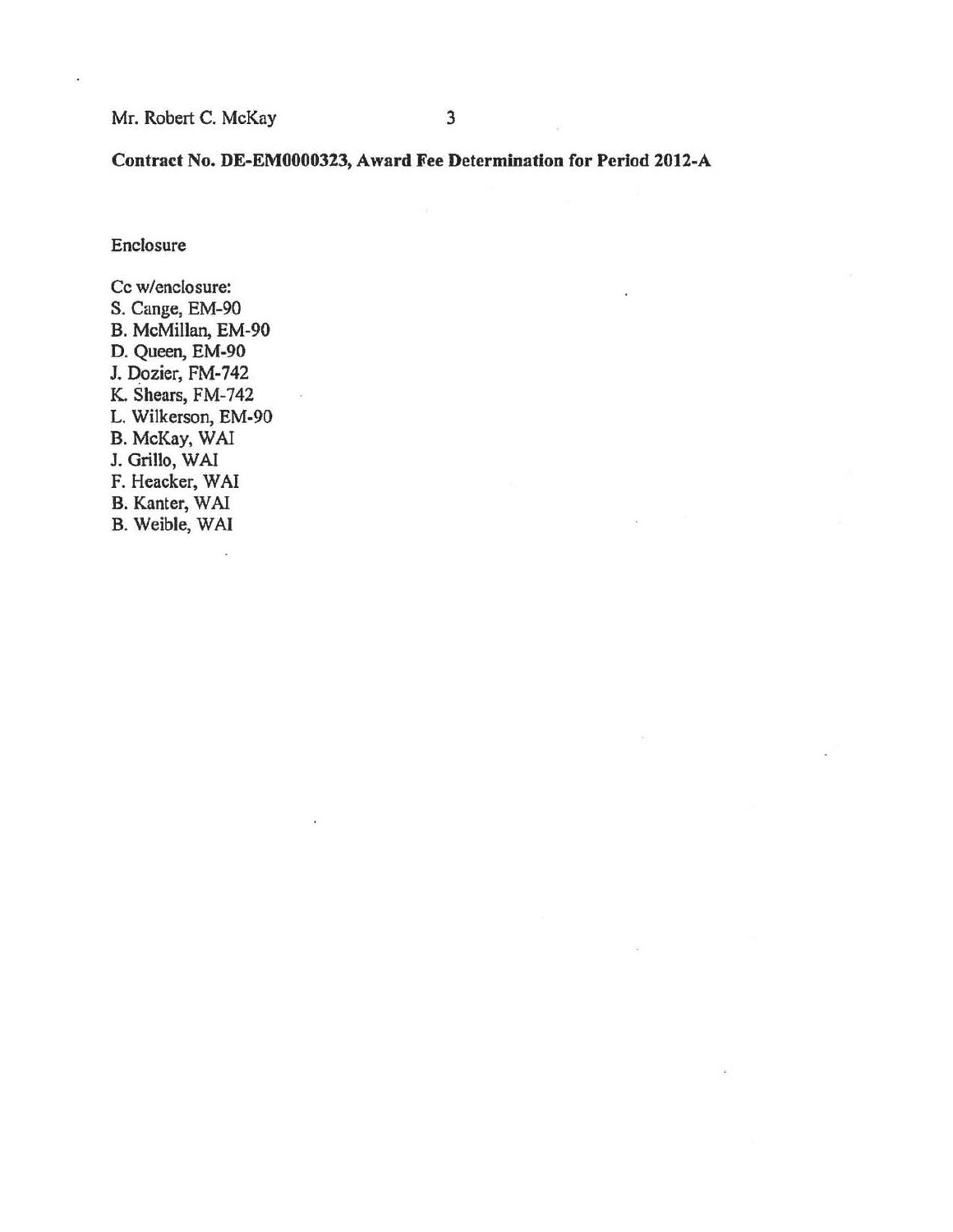**Contract No. DE-EM0000323, Award Fee Determination for Period 2012-A**

Enclosure

Cc w/enclosure:
S. Cange, EM-90
B. McMillan, EM-90
D. Queen, EM-90
J. Dozier, FM-742
K. Shears, FM-742
L. Wilkerson, EM-90
B. McKay, WAI
J. Grillo, WAI
F. Heacker, WAI
B. Kanter, WAI
B. Weible, WAI